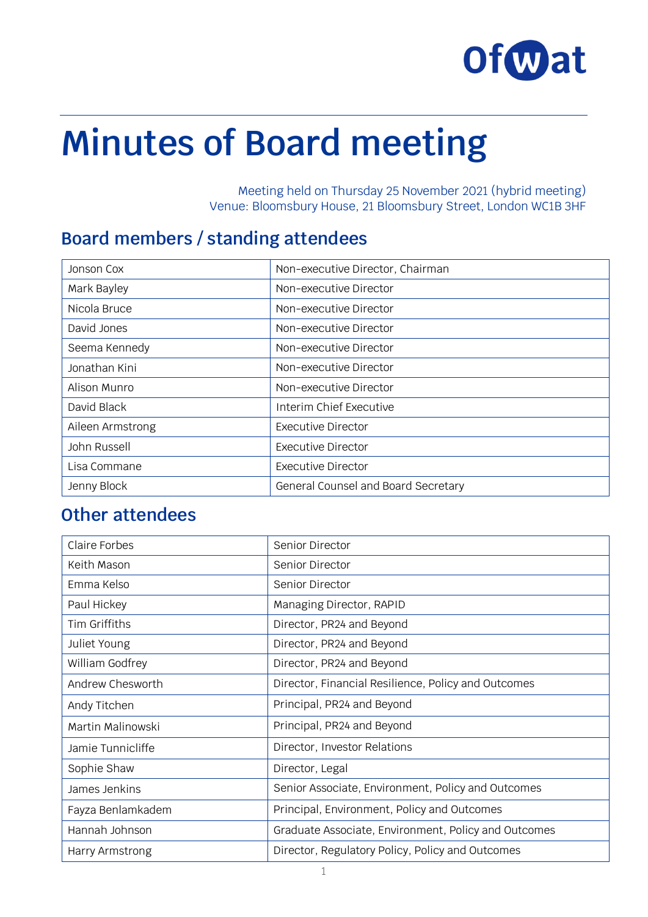# Minutes of Board meeting

Meeting held on Thursday 25 November 2021 (hybrid meeting)
Venue: Bloomsbury House, 21 Bloomsbury Street, London WC1B 3HF

## Board members / standing attendees

| | |
|---|---|
| Jonson Cox | Non-executive Director, Chairman |
| Mark Bayley | Non-executive Director |
| Nicola Bruce | Non-executive Director |
| David Jones | Non-executive Director |
| Seema Kennedy | Non-executive Director |
| Jonathan Kini | Non-executive Director |
| Alison Munro | Non-executive Director |
| David Black | Interim Chief Executive |
| Aileen Armstrong | Executive Director |
| John Russell | Executive Director |
| Lisa Commane | Executive Director |
| Jenny Block | General Counsel and Board Secretary |

## Other attendees

| | |
|---|---|
| Claire Forbes | Senior Director |
| Keith Mason | Senior Director |
| Emma Kelso | Senior Director |
| Paul Hickey | Managing Director, RAPID |
| Tim Griffiths | Director, PR24 and Beyond |
| Juliet Young | Director, PR24 and Beyond |
| William Godfrey | Director, PR24 and Beyond |
| Andrew Chesworth | Director, Financial Resilience, Policy and Outcomes |
| Andy Titchen | Principal, PR24 and Beyond |
| Martin Malinowski | Principal, PR24 and Beyond |
| Jamie Tunnicliffe | Director, Investor Relations |
| Sophie Shaw | Director, Legal |
| James Jenkins | Senior Associate, Environment, Policy and Outcomes |
| Fayza Benlamkadem | Principal, Environment, Policy and Outcomes |
| Hannah Johnson | Graduate Associate, Environment, Policy and Outcomes |
| Harry Armstrong | Director, Regulatory Policy, Policy and Outcomes |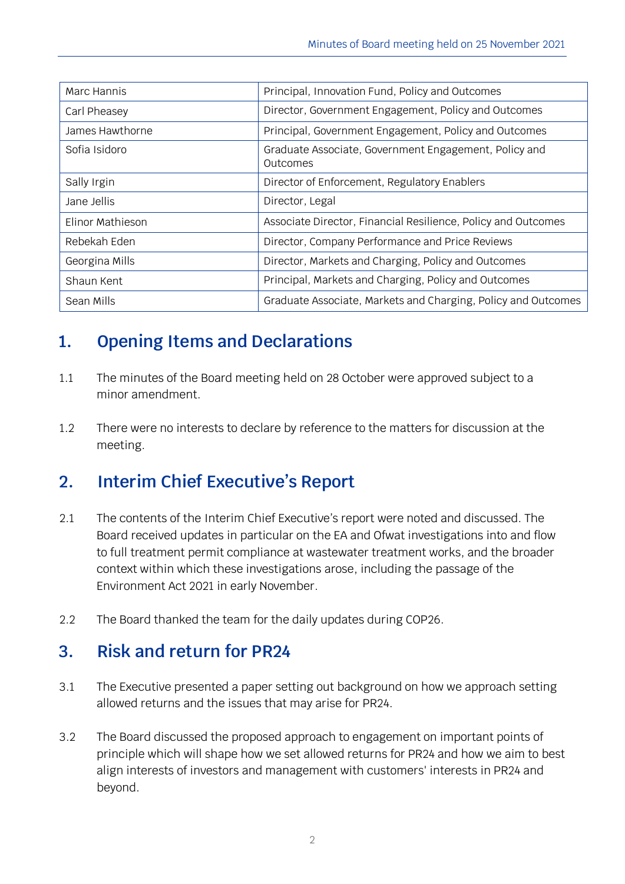| | |
|---|---|
| Marc Hannis | Principal, Innovation Fund, Policy and Outcomes |
| Carl Pheasey | Director, Government Engagement, Policy and Outcomes |
| James Hawthorne | Principal, Government Engagement, Policy and Outcomes |
| Sofia Isidoro | Graduate Associate, Government Engagement, Policy and Outcomes |
| Sally Irgin | Director of Enforcement, Regulatory Enablers |
| Jane Jellis | Director, Legal |
| Elinor Mathieson | Associate Director, Financial Resilience, Policy and Outcomes |
| Rebekah Eden | Director, Company Performance and Price Reviews |
| Georgina Mills | Director, Markets and Charging, Policy and Outcomes |
| Shaun Kent | Principal, Markets and Charging, Policy and Outcomes |
| Sean Mills | Graduate Associate, Markets and Charging, Policy and Outcomes |

## 1. Opening Items and Declarations

1.1 The minutes of the Board meeting held on 28 October were approved subject to a minor amendment.

1.2 There were no interests to declare by reference to the matters for discussion at the meeting.

## 2. Interim Chief Executive's Report

2.1 The contents of the Interim Chief Executive's report were noted and discussed. The Board received updates in particular on the EA and Ofwat investigations into and flow to full treatment permit compliance at wastewater treatment works, and the broader context within which these investigations arose, including the passage of the Environment Act 2021 in early November.

2.2 The Board thanked the team for the daily updates during COP26.

## 3. Risk and return for PR24

3.1 The Executive presented a paper setting out background on how we approach setting allowed returns and the issues that may arise for PR24.

3.2 The Board discussed the proposed approach to engagement on important points of principle which will shape how we set allowed returns for PR24 and how we aim to best align interests of investors and management with customers' interests in PR24 and beyond.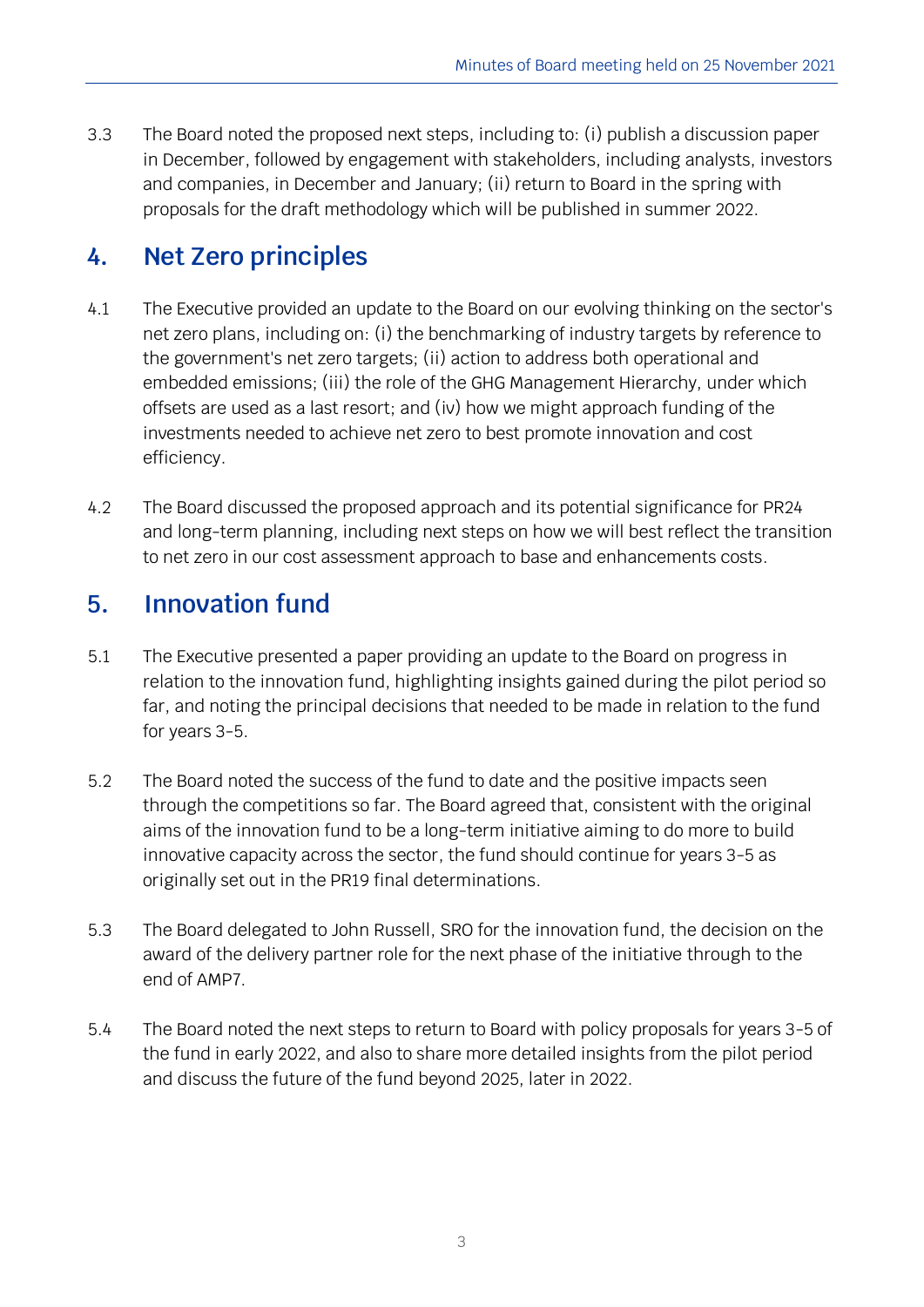3.3 The Board noted the proposed next steps, including to: (i) publish a discussion paper in December, followed by engagement with stakeholders, including analysts, investors and companies, in December and January; (ii) return to Board in the spring with proposals for the draft methodology which will be published in summer 2022.

## 4. Net Zero principles

4.1 The Executive provided an update to the Board on our evolving thinking on the sector's net zero plans, including on: (i) the benchmarking of industry targets by reference to the government's net zero targets; (ii) action to address both operational and embedded emissions; (iii) the role of the GHG Management Hierarchy, under which offsets are used as a last resort; and (iv) how we might approach funding of the investments needed to achieve net zero to best promote innovation and cost efficiency.

4.2 The Board discussed the proposed approach and its potential significance for PR24 and long-term planning, including next steps on how we will best reflect the transition to net zero in our cost assessment approach to base and enhancements costs.

## 5. Innovation fund

5.1 The Executive presented a paper providing an update to the Board on progress in relation to the innovation fund, highlighting insights gained during the pilot period so far, and noting the principal decisions that needed to be made in relation to the fund for years 3-5.

5.2 The Board noted the success of the fund to date and the positive impacts seen through the competitions so far. The Board agreed that, consistent with the original aims of the innovation fund to be a long-term initiative aiming to do more to build innovative capacity across the sector, the fund should continue for years 3-5 as originally set out in the PR19 final determinations.

5.3 The Board delegated to John Russell, SRO for the innovation fund, the decision on the award of the delivery partner role for the next phase of the initiative through to the end of AMP7.

5.4 The Board noted the next steps to return to Board with policy proposals for years 3-5 of the fund in early 2022, and also to share more detailed insights from the pilot period and discuss the future of the fund beyond 2025, later in 2022.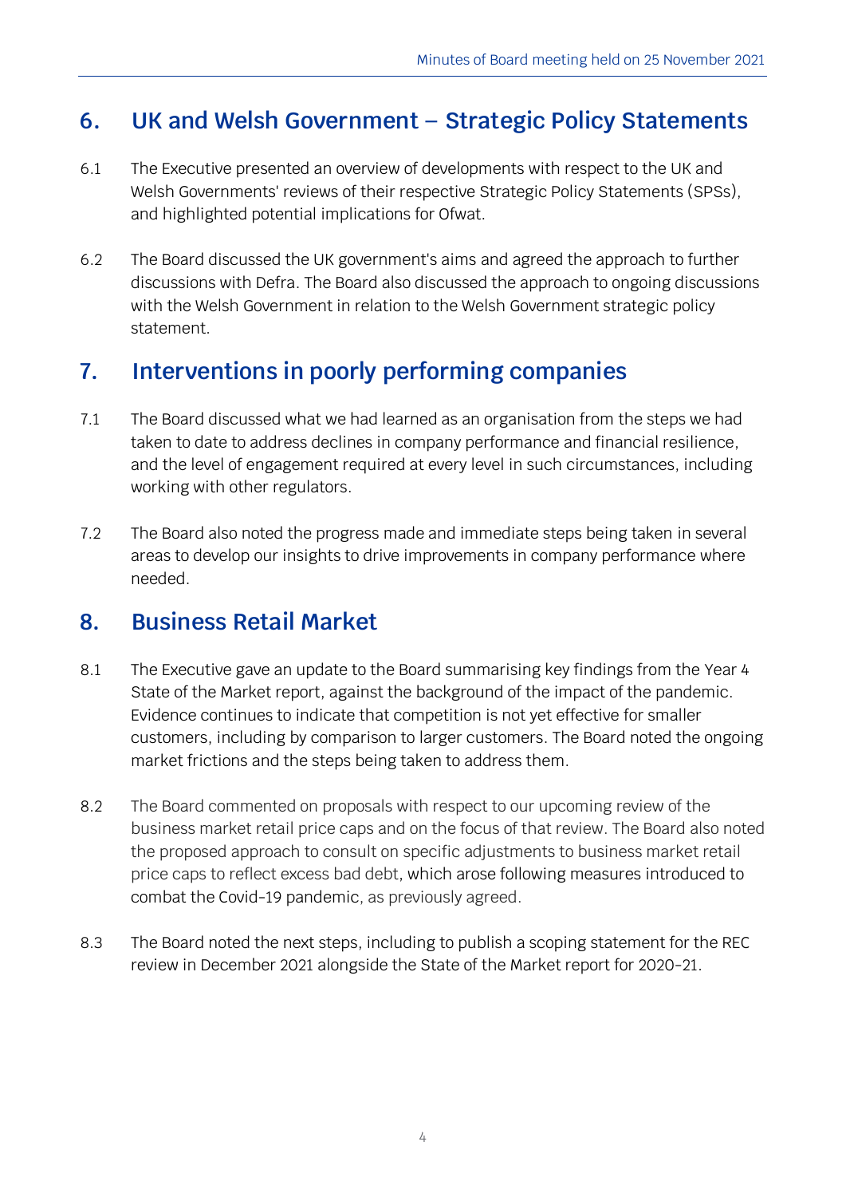## 6. UK and Welsh Government – Strategic Policy Statements

6.1 The Executive presented an overview of developments with respect to the UK and Welsh Governments' reviews of their respective Strategic Policy Statements (SPSs), and highlighted potential implications for Ofwat.

6.2 The Board discussed the UK government's aims and agreed the approach to further discussions with Defra. The Board also discussed the approach to ongoing discussions with the Welsh Government in relation to the Welsh Government strategic policy statement.

## 7. Interventions in poorly performing companies

7.1 The Board discussed what we had learned as an organisation from the steps we had taken to date to address declines in company performance and financial resilience, and the level of engagement required at every level in such circumstances, including working with other regulators.

7.2 The Board also noted the progress made and immediate steps being taken in several areas to develop our insights to drive improvements in company performance where needed.

## 8. Business Retail Market

8.1 The Executive gave an update to the Board summarising key findings from the Year 4 State of the Market report, against the background of the impact of the pandemic. Evidence continues to indicate that competition is not yet effective for smaller customers, including by comparison to larger customers. The Board noted the ongoing market frictions and the steps being taken to address them.

8.2 The Board commented on proposals with respect to our upcoming review of the business market retail price caps and on the focus of that review. The Board also noted the proposed approach to consult on specific adjustments to business market retail price caps to reflect excess bad debt, which arose following measures introduced to combat the Covid-19 pandemic, as previously agreed.

8.3 The Board noted the next steps, including to publish a scoping statement for the REC review in December 2021 alongside the State of the Market report for 2020-21.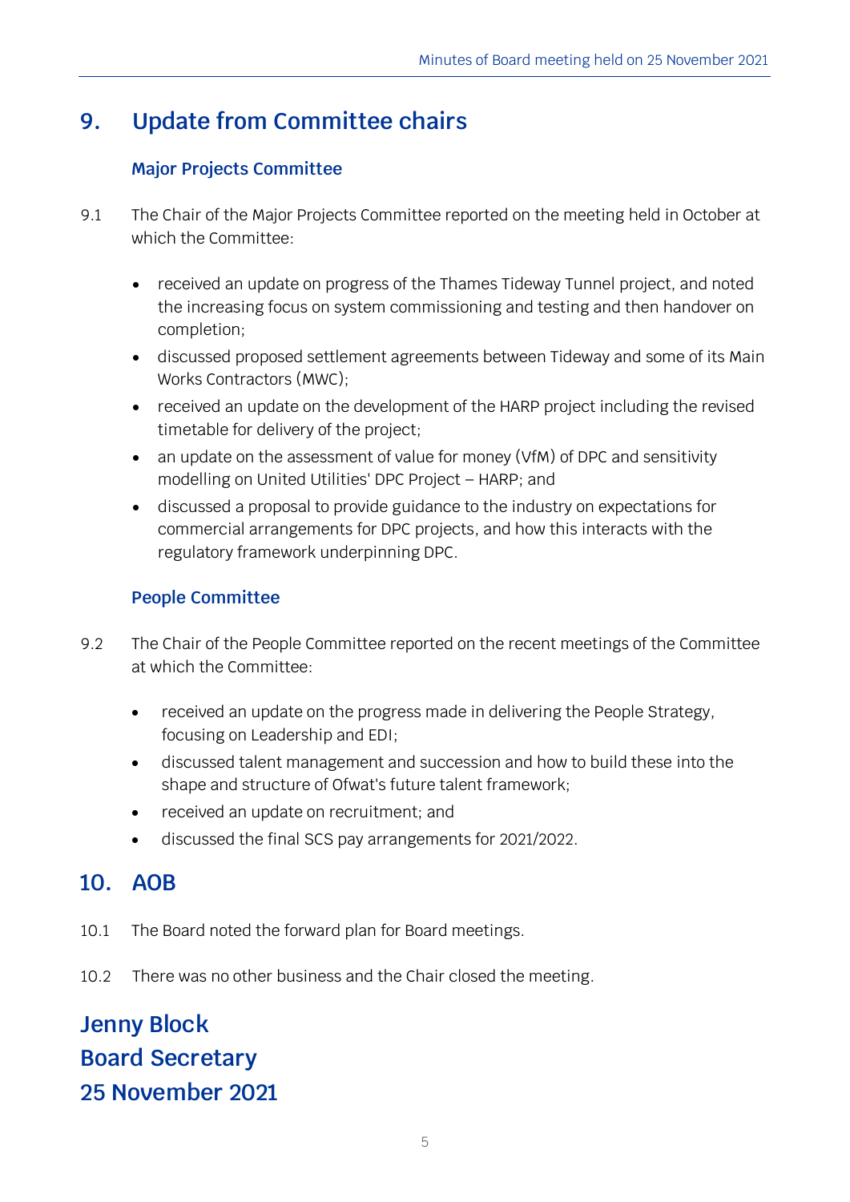## 9. Update from Committee chairs

### Major Projects Committee

9.1 The Chair of the Major Projects Committee reported on the meeting held in October at which the Committee:

- received an update on progress of the Thames Tideway Tunnel project, and noted the increasing focus on system commissioning and testing and then handover on completion;
- discussed proposed settlement agreements between Tideway and some of its Main Works Contractors (MWC);
- received an update on the development of the HARP project including the revised timetable for delivery of the project;
- an update on the assessment of value for money (VfM) of DPC and sensitivity modelling on United Utilities' DPC Project – HARP; and
- discussed a proposal to provide guidance to the industry on expectations for commercial arrangements for DPC projects, and how this interacts with the regulatory framework underpinning DPC.

### People Committee

9.2 The Chair of the People Committee reported on the recent meetings of the Committee at which the Committee:

- received an update on the progress made in delivering the People Strategy, focusing on Leadership and EDI;
- discussed talent management and succession and how to build these into the shape and structure of Ofwat's future talent framework;
- received an update on recruitment; and
- discussed the final SCS pay arrangements for 2021/2022.

## 10. AOB

10.1 The Board noted the forward plan for Board meetings.

10.2 There was no other business and the Chair closed the meeting.

**Jenny Block**
**Board Secretary**
**25 November 2021**